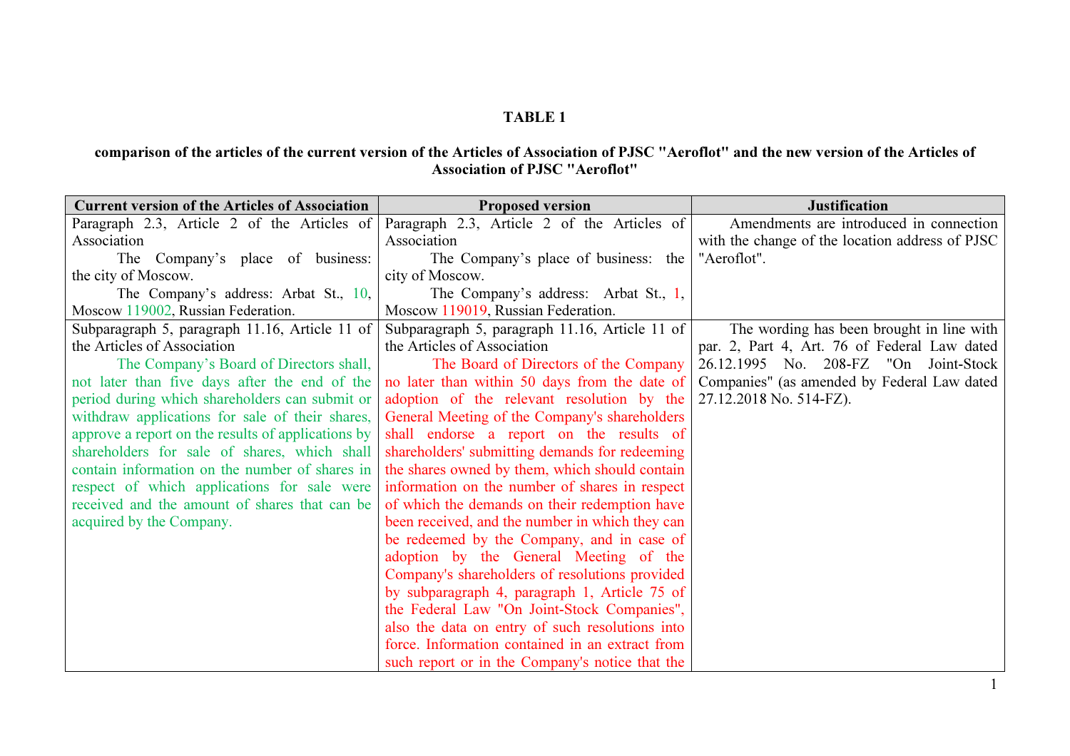**TABLE 1**

**comparison of the articles of the current version of the Articles of Association of PJSC "Aeroflot" and the new version of the Articles of Association of PJSC "Aeroflot"**

| Current version of the Articles of Association | Proposed version | Justification |
|---|---|---|
| Paragraph 2.3, Article 2 of the Articles of Association<br>The Company's place of business: the city of Moscow.<br>The Company's address: Arbat St., 10, Moscow 119002, Russian Federation. | Paragraph 2.3, Article 2 of the Articles of Association<br>The Company's place of business: the city of Moscow.<br>The Company's address: Arbat St., 1, Moscow 119019, Russian Federation. | Amendments are introduced in connection with the change of the location address of PJSC "Aeroflot". |
| Subparagraph 5, paragraph 11.16, Article 11 of the Articles of Association<br>The Company's Board of Directors shall, not later than five days after the end of the period during which shareholders can submit or withdraw applications for sale of their shares, approve a report on the results of applications by shareholders for sale of shares, which shall contain information on the number of shares in respect of which applications for sale were received and the amount of shares that can be acquired by the Company. | Subparagraph 5, paragraph 11.16, Article 11 of the Articles of Association<br>The Board of Directors of the Company no later than within 50 days from the date of adoption of the relevant resolution by the General Meeting of the Company's shareholders shall endorse a report on the results of shareholders' submitting demands for redeeming the shares owned by them, which should contain information on the number of shares in respect of which the demands on their redemption have been received, and the number in which they can be redeemed by the Company, and in case of adoption by the General Meeting of the Company's shareholders of resolutions provided by subparagraph 4, paragraph 1, Article 75 of the Federal Law "On Joint-Stock Companies", also the data on entry of such resolutions into force. Information contained in an extract from such report or in the Company's notice that the | The wording has been brought in line with par. 2, Part 4, Art. 76 of Federal Law dated 26.12.1995 No. 208-FZ "On Joint-Stock Companies" (as amended by Federal Law dated 27.12.2018 No. 514-FZ). |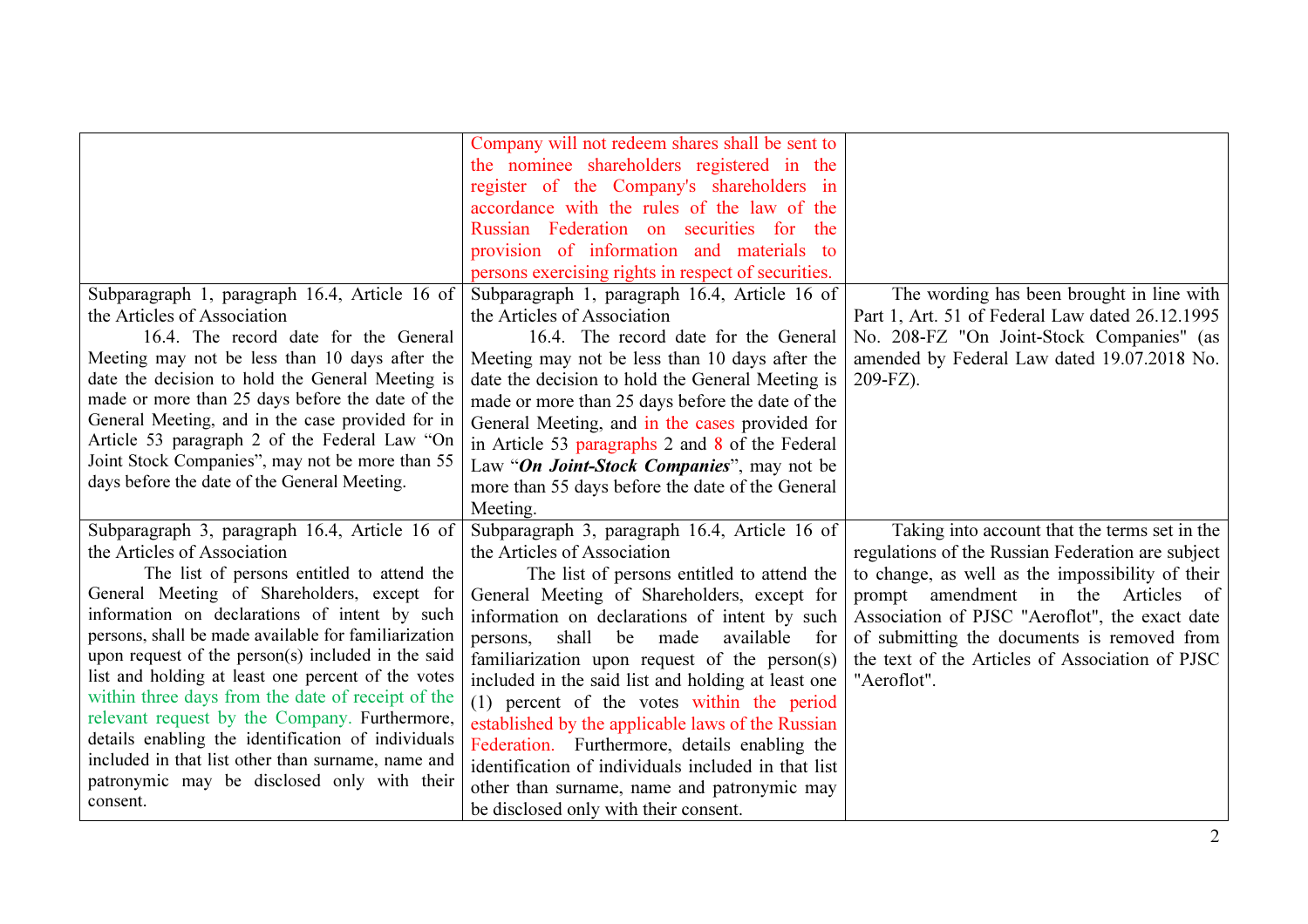| | | |
|---|---|---|
| | Company will not redeem shares shall be sent to the nominee shareholders registered in the register of the Company's shareholders in accordance with the rules of the law of the Russian Federation on securities for the provision of information and materials to persons exercising rights in respect of securities. | |
| Subparagraph 1, paragraph 16.4, Article 16 of the Articles of Association<br>16.4. The record date for the General Meeting may not be less than 10 days after the date the decision to hold the General Meeting is made or more than 25 days before the date of the General Meeting, and in the case provided for in Article 53 paragraph 2 of the Federal Law "On Joint Stock Companies", may not be more than 55 days before the date of the General Meeting. | Subparagraph 1, paragraph 16.4, Article 16 of the Articles of Association<br>16.4. The record date for the General Meeting may not be less than 10 days after the date the decision to hold the General Meeting is made or more than 25 days before the date of the General Meeting, and in the cases provided for in Article 53 paragraphs 2 and 8 of the Federal Law "***On Joint-Stock Companies***", may not be more than 55 days before the date of the General Meeting. | The wording has been brought in line with Part 1, Art. 51 of Federal Law dated 26.12.1995 No. 208-FZ "On Joint-Stock Companies" (as amended by Federal Law dated 19.07.2018 No. 209-FZ). |
| Subparagraph 3, paragraph 16.4, Article 16 of the Articles of Association<br>The list of persons entitled to attend the General Meeting of Shareholders, except for information on declarations of intent by such persons, shall be made available for familiarization upon request of the person(s) included in the said list and holding at least one percent of the votes within three days from the date of receipt of the relevant request by the Company. Furthermore, details enabling the identification of individuals included in that list other than surname, name and patronymic may be disclosed only with their consent. | Subparagraph 3, paragraph 16.4, Article 16 of the Articles of Association<br>The list of persons entitled to attend the General Meeting of Shareholders, except for information on declarations of intent by such persons, shall be made available for familiarization upon request of the person(s) included in the said list and holding at least one (1) percent of the votes within the period established by the applicable laws of the Russian Federation. Furthermore, details enabling the identification of individuals included in that list other than surname, name and patronymic may be disclosed only with their consent. | Taking into account that the terms set in the regulations of the Russian Federation are subject to change, as well as the impossibility of their prompt amendment in the Articles of Association of PJSC "Aeroflot", the exact date of submitting the documents is removed from the text of the Articles of Association of PJSC "Aeroflot". |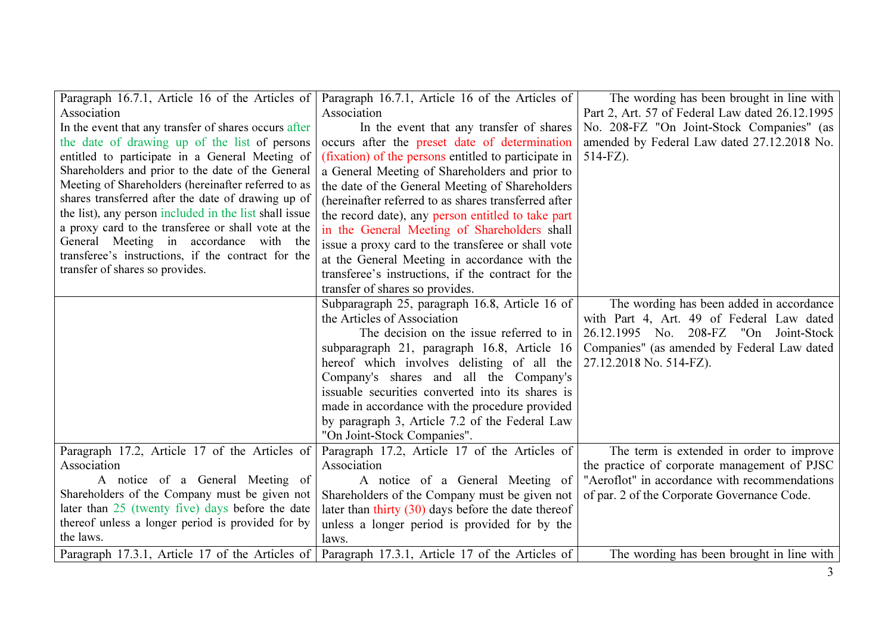| | | |
|---|---|---|
| Paragraph 16.7.1, Article 16 of the Articles of Association<br>In the event that any transfer of shares occurs after the date of drawing up of the list of persons entitled to participate in a General Meeting of Shareholders and prior to the date of the General Meeting of Shareholders (hereinafter referred to as shares transferred after the date of drawing up of the list), any person included in the list shall issue a proxy card to the transferee or shall vote at the General Meeting in accordance with the transferee's instructions, if the contract for the transfer of shares so provides. | Paragraph 16.7.1, Article 16 of the Articles of Association<br>In the event that any transfer of shares occurs after the preset date of determination (fixation) of the persons entitled to participate in a General Meeting of Shareholders and prior to the date of the General Meeting of Shareholders (hereinafter referred to as shares transferred after the record date), any person entitled to take part in the General Meeting of Shareholders shall issue a proxy card to the transferee or shall vote at the General Meeting in accordance with the transferee's instructions, if the contract for the transfer of shares so provides. | The wording has been brought in line with Part 2, Art. 57 of Federal Law dated 26.12.1995 No. 208-FZ "On Joint-Stock Companies" (as amended by Federal Law dated 27.12.2018 No. 514-FZ). |
| | Subparagraph 25, paragraph 16.8, Article 16 of the Articles of Association<br>The decision on the issue referred to in subparagraph 21, paragraph 16.8, Article 16 hereof which involves delisting of all the Company's shares and all the Company's issuable securities converted into its shares is made in accordance with the procedure provided by paragraph 3, Article 7.2 of the Federal Law "On Joint-Stock Companies". | The wording has been added in accordance with Part 4, Art. 49 of Federal Law dated 26.12.1995 No. 208-FZ "On Joint-Stock Companies" (as amended by Federal Law dated 27.12.2018 No. 514-FZ). |
| Paragraph 17.2, Article 17 of the Articles of Association<br>A notice of a General Meeting of Shareholders of the Company must be given not later than 25 (twenty five) days before the date thereof unless a longer period is provided for by the laws. | Paragraph 17.2, Article 17 of the Articles of Association<br>A notice of a General Meeting of Shareholders of the Company must be given not later than thirty (30) days before the date thereof unless a longer period is provided for by the laws. | The term is extended in order to improve the practice of corporate management of PJSC "Aeroflot" in accordance with recommendations of par. 2 of the Corporate Governance Code. |
| Paragraph 17.3.1, Article 17 of the Articles of | Paragraph 17.3.1, Article 17 of the Articles of | The wording has been brought in line with |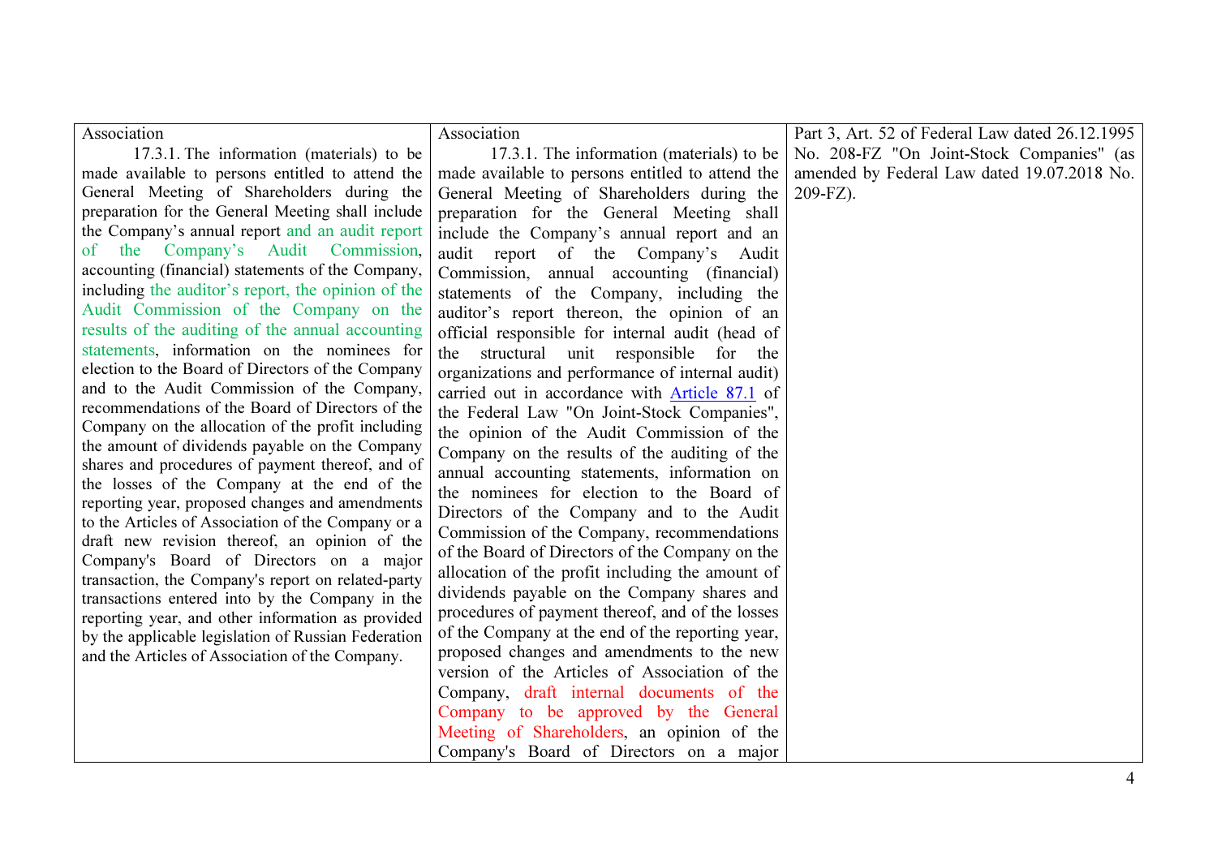| | | |
|---|---|---|
| Association<br>17.3.1. The information (materials) to be made available to persons entitled to attend the General Meeting of Shareholders during the preparation for the General Meeting shall include the Company's annual report and an audit report of the Company's Audit Commission, accounting (financial) statements of the Company, including the auditor's report, the opinion of the Audit Commission of the Company on the results of the auditing of the annual accounting statements, information on the nominees for election to the Board of Directors of the Company and to the Audit Commission of the Company, recommendations of the Board of Directors of the Company on the allocation of the profit including the amount of dividends payable on the Company shares and procedures of payment thereof, and of the losses of the Company at the end of the reporting year, proposed changes and amendments to the Articles of Association of the Company or a draft new revision thereof, an opinion of the Company's Board of Directors on a major transaction, the Company's report on related-party transactions entered into by the Company in the reporting year, and other information as provided by the applicable legislation of Russian Federation and the Articles of Association of the Company. | Association<br>17.3.1. The information (materials) to be made available to persons entitled to attend the General Meeting of Shareholders during the preparation for the General Meeting shall include the Company's annual report and an audit report of the Company's Audit Commission, annual accounting (financial) statements of the Company, including the auditor's report thereon, the opinion of an official responsible for internal audit (head of the structural unit responsible for the organizations and performance of internal audit) carried out in accordance with Article 87.1 of the Federal Law "On Joint-Stock Companies", the opinion of the Audit Commission of the Company on the results of the auditing of the annual accounting statements, information on the nominees for election to the Board of Directors of the Company and to the Audit Commission of the Company, recommendations of the Board of Directors of the Company on the allocation of the profit including the amount of dividends payable on the Company shares and procedures of payment thereof, and of the losses of the Company at the end of the reporting year, proposed changes and amendments to the new version of the Articles of Association of the Company, draft internal documents of the Company to be approved by the General Meeting of Shareholders, an opinion of the Company's Board of Directors on a major | Part 3, Art. 52 of Federal Law dated 26.12.1995 No. 208-FZ "On Joint-Stock Companies" (as amended by Federal Law dated 19.07.2018 No. 209-FZ). |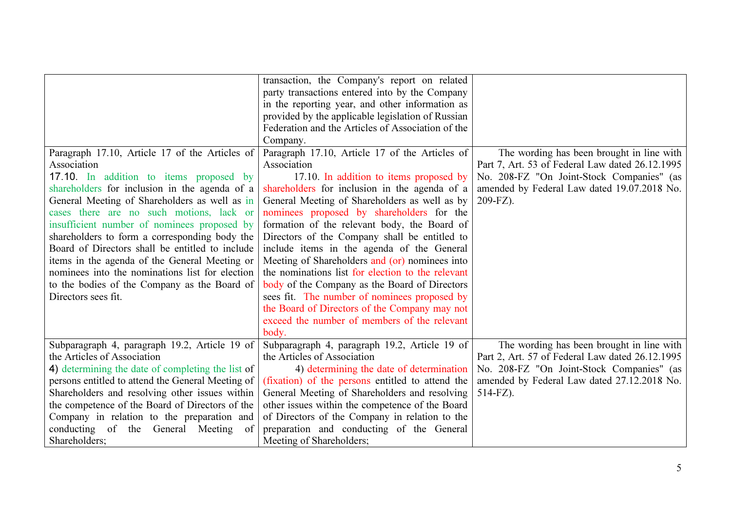| | | |
|---|---|---|
| | transaction, the Company's report on related party transactions entered into by the Company in the reporting year, and other information as provided by the applicable legislation of Russian Federation and the Articles of Association of the Company. | |
| Paragraph 17.10, Article 17 of the Articles of Association<br>17.10. In addition to items proposed by shareholders for inclusion in the agenda of a General Meeting of Shareholders as well as in cases there are no such motions, lack or insufficient number of nominees proposed by shareholders to form a corresponding body the Board of Directors shall be entitled to include items in the agenda of the General Meeting or nominees into the nominations list for election to the bodies of the Company as the Board of Directors sees fit. | Paragraph 17.10, Article 17 of the Articles of Association<br>17.10. In addition to items proposed by shareholders for inclusion in the agenda of a General Meeting of Shareholders as well as by nominees proposed by shareholders for the formation of the relevant body, the Board of Directors of the Company shall be entitled to include items in the agenda of the General Meeting of Shareholders and (or) nominees into the nominations list for election to the relevant body of the Company as the Board of Directors sees fit. The number of nominees proposed by the Board of Directors of the Company may not exceed the number of members of the relevant body. | The wording has been brought in line with Part 7, Art. 53 of Federal Law dated 26.12.1995 No. 208-FZ "On Joint-Stock Companies" (as amended by Federal Law dated 19.07.2018 No. 209-FZ). |
| Subparagraph 4, paragraph 19.2, Article 19 of the Articles of Association<br>4) determining the date of completing the list of persons entitled to attend the General Meeting of Shareholders and resolving other issues within the competence of the Board of Directors of the Company in relation to the preparation and conducting of the General Meeting of Shareholders; | Subparagraph 4, paragraph 19.2, Article 19 of the Articles of Association<br>4) determining the date of determination (fixation) of the persons entitled to attend the General Meeting of Shareholders and resolving other issues within the competence of the Board of Directors of the Company in relation to the preparation and conducting of the General Meeting of Shareholders; | The wording has been brought in line with Part 2, Art. 57 of Federal Law dated 26.12.1995 No. 208-FZ "On Joint-Stock Companies" (as amended by Federal Law dated 27.12.2018 No. 514-FZ). |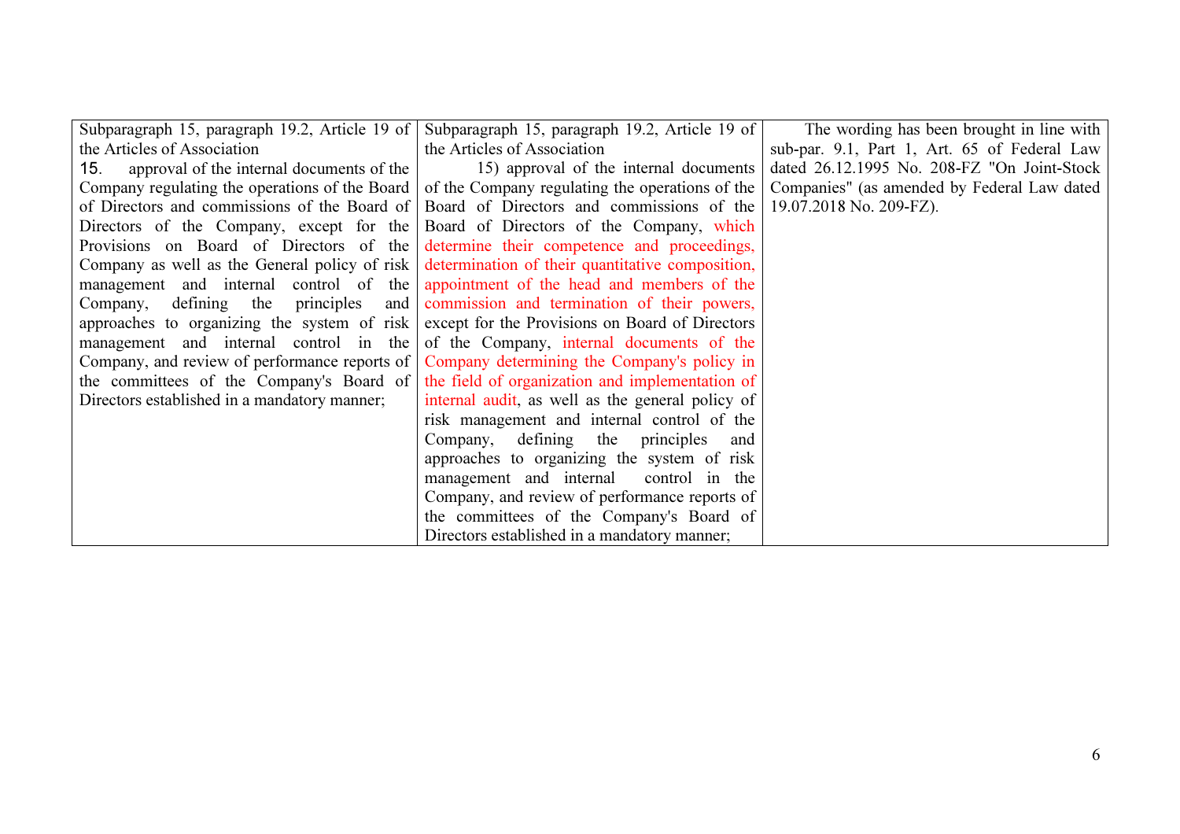| | | |
|---|---|---|
| Subparagraph 15, paragraph 19.2, Article 19 of the Articles of Association<br>15. approval of the internal documents of the Company regulating the operations of the Board of Directors and commissions of the Board of Directors of the Company, except for the Provisions on Board of Directors of the Company as well as the General policy of risk management and internal control of the Company, defining the principles and approaches to organizing the system of risk management and internal control in the Company, and review of performance reports of the committees of the Company's Board of Directors established in a mandatory manner; | Subparagraph 15, paragraph 19.2, Article 19 of the Articles of Association<br>15) approval of the internal documents of the Company regulating the operations of the Board of Directors and commissions of the Board of Directors of the Company, which determine their competence and proceedings, determination of their quantitative composition, appointment of the head and members of the commission and termination of their powers, except for the Provisions on Board of Directors of the Company, internal documents of the Company determining the Company's policy in the field of organization and implementation of internal audit, as well as the general policy of risk management and internal control of the Company, defining the principles and approaches to organizing the system of risk management and internal control in the Company, and review of performance reports of the committees of the Company's Board of Directors established in a mandatory manner; | The wording has been brought in line with sub-par. 9.1, Part 1, Art. 65 of Federal Law dated 26.12.1995 No. 208-FZ "On Joint-Stock Companies" (as amended by Federal Law dated 19.07.2018 No. 209-FZ). |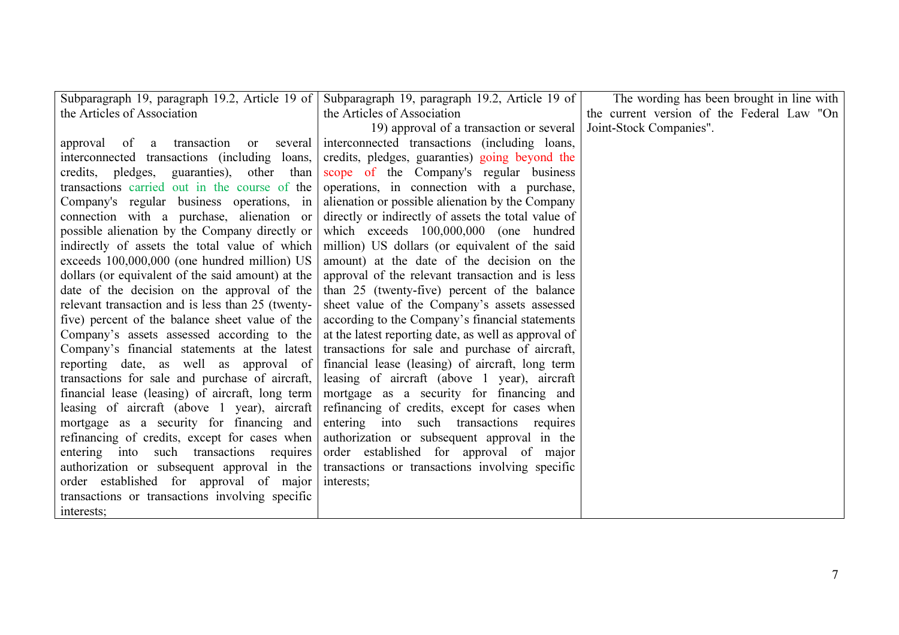| | | |
|---|---|---|
| Subparagraph 19, paragraph 19.2, Article 19 of the Articles of Association<br><br>approval of a transaction or several interconnected transactions (including loans, credits, pledges, guaranties), other than transactions carried out in the course of the Company's regular business operations, in connection with a purchase, alienation or possible alienation by the Company directly or indirectly of assets the total value of which exceeds 100,000,000 (one hundred million) US dollars (or equivalent of the said amount) at the date of the decision on the approval of the relevant transaction and is less than 25 (twenty-five) percent of the balance sheet value of the Company's assets assessed according to the Company's financial statements at the latest reporting date, as well as approval of transactions for sale and purchase of aircraft, financial lease (leasing) of aircraft, long term leasing of aircraft (above 1 year), aircraft mortgage as a security for financing and refinancing of credits, except for cases when entering into such transactions requires authorization or subsequent approval in the order established for approval of major transactions or transactions involving specific interests; | Subparagraph 19, paragraph 19.2, Article 19 of the Articles of Association<br>19) approval of a transaction or several interconnected transactions (including loans, credits, pledges, guaranties) going beyond the scope of the Company's regular business operations, in connection with a purchase, alienation or possible alienation by the Company directly or indirectly of assets the total value of which exceeds 100,000,000 (one hundred million) US dollars (or equivalent of the said amount) at the date of the decision on the approval of the relevant transaction and is less than 25 (twenty-five) percent of the balance sheet value of the Company's assets assessed according to the Company's financial statements at the latest reporting date, as well as approval of transactions for sale and purchase of aircraft, financial lease (leasing) of aircraft, long term leasing of aircraft (above 1 year), aircraft mortgage as a security for financing and refinancing of credits, except for cases when entering into such transactions requires authorization or subsequent approval in the order established for approval of major transactions or transactions involving specific interests; | The wording has been brought in line with the current version of the Federal Law "On Joint-Stock Companies". |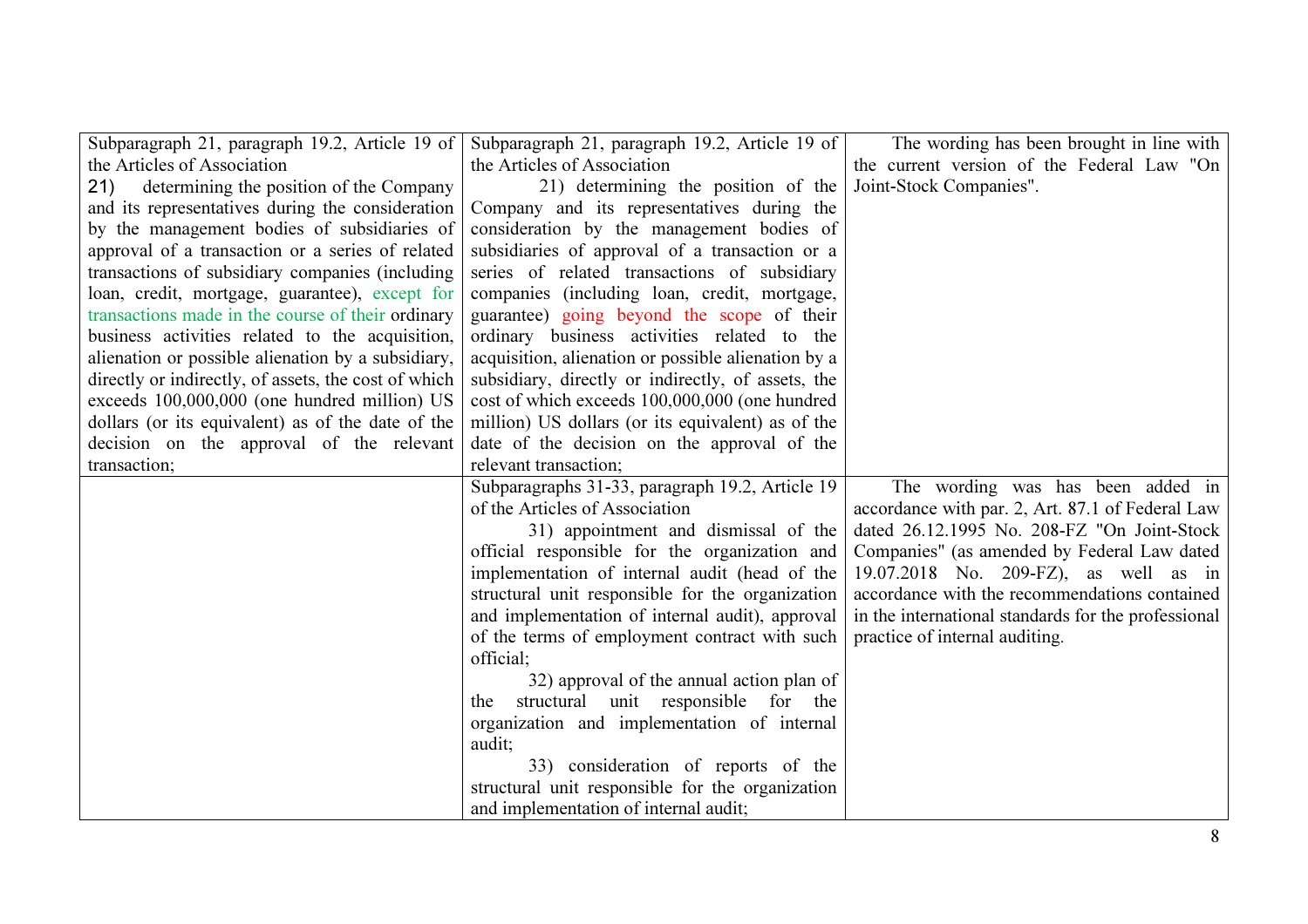| | | |
|---|---|---|
| Subparagraph 21, paragraph 19.2, Article 19 of the Articles of Association<br>21) determining the position of the Company and its representatives during the consideration by the management bodies of subsidiaries of approval of a transaction or a series of related transactions of subsidiary companies (including loan, credit, mortgage, guarantee), except for transactions made in the course of their ordinary business activities related to the acquisition, alienation or possible alienation by a subsidiary, directly or indirectly, of assets, the cost of which exceeds 100,000,000 (one hundred million) US dollars (or its equivalent) as of the date of the decision on the approval of the relevant transaction; | Subparagraph 21, paragraph 19.2, Article 19 of the Articles of Association<br>21) determining the position of the Company and its representatives during the consideration by the management bodies of subsidiaries of approval of a transaction or a series of related transactions of subsidiary companies (including loan, credit, mortgage, guarantee) going beyond the scope of their ordinary business activities related to the acquisition, alienation or possible alienation by a subsidiary, directly or indirectly, of assets, the cost of which exceeds 100,000,000 (one hundred million) US dollars (or its equivalent) as of the date of the decision on the approval of the relevant transaction; | The wording has been brought in line with the current version of the Federal Law "On Joint-Stock Companies". |
| | Subparagraphs 31-33, paragraph 19.2, Article 19 of the Articles of Association<br>31) appointment and dismissal of the official responsible for the organization and implementation of internal audit (head of the structural unit responsible for the organization and implementation of internal audit), approval of the terms of employment contract with such official;<br>32) approval of the annual action plan of the structural unit responsible for the organization and implementation of internal audit;<br>33) consideration of reports of the structural unit responsible for the organization and implementation of internal audit; | The wording was has been added in accordance with par. 2, Art. 87.1 of Federal Law dated 26.12.1995 No. 208-FZ "On Joint-Stock Companies" (as amended by Federal Law dated 19.07.2018 No. 209-FZ), as well as in accordance with the recommendations contained in the international standards for the professional practice of internal auditing. |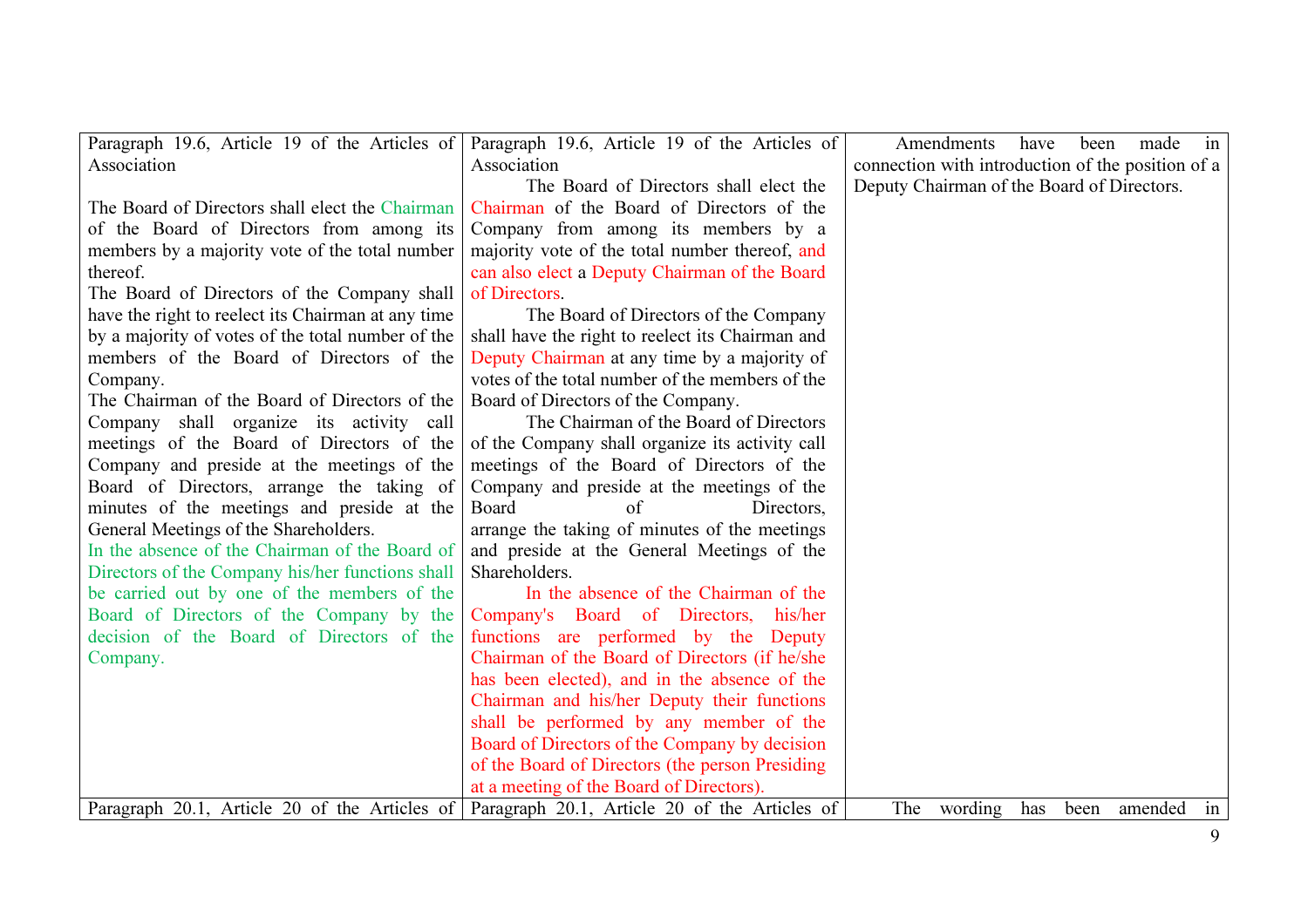| | | |
|---|---|---|
| Paragraph 19.6, Article 19 of the Articles of Association<br><br>The Board of Directors shall elect the Chairman of the Board of Directors from among its members by a majority vote of the total number thereof.<br>The Board of Directors of the Company shall have the right to reelect its Chairman at any time by a majority of votes of the total number of the members of the Board of Directors of the Company.<br>The Chairman of the Board of Directors of the Company shall organize its activity call meetings of the Board of Directors of the Company and preside at the meetings of the Board of Directors, arrange the taking of minutes of the meetings and preside at the General Meetings of the Shareholders.<br>In the absence of the Chairman of the Board of Directors of the Company his/her functions shall be carried out by one of the members of the Board of Directors of the Company by the decision of the Board of Directors of the Company. | Paragraph 19.6, Article 19 of the Articles of Association<br>The Board of Directors shall elect the Chairman of the Board of Directors of the Company from among its members by a majority vote of the total number thereof, and can also elect a Deputy Chairman of the Board of Directors.<br>The Board of Directors of the Company shall have the right to reelect its Chairman and Deputy Chairman at any time by a majority of votes of the total number of the members of the Board of Directors of the Company.<br>The Chairman of the Board of Directors of the Company shall organize its activity call meetings of the Board of Directors of the Company and preside at the meetings of the Board of Directors, arrange the taking of minutes of the meetings and preside at the General Meetings of the Shareholders.<br>In the absence of the Chairman of the Company's Board of Directors, his/her functions are performed by the Deputy Chairman of the Board of Directors (if he/she has been elected), and in the absence of the Chairman and his/her Deputy their functions shall be performed by any member of the Board of Directors of the Company by decision of the Board of Directors (the person Presiding at a meeting of the Board of Directors). | Amendments have been made in connection with introduction of the position of a Deputy Chairman of the Board of Directors. |
| Paragraph 20.1, Article 20 of the Articles of | Paragraph 20.1, Article 20 of the Articles of | The wording has been amended in |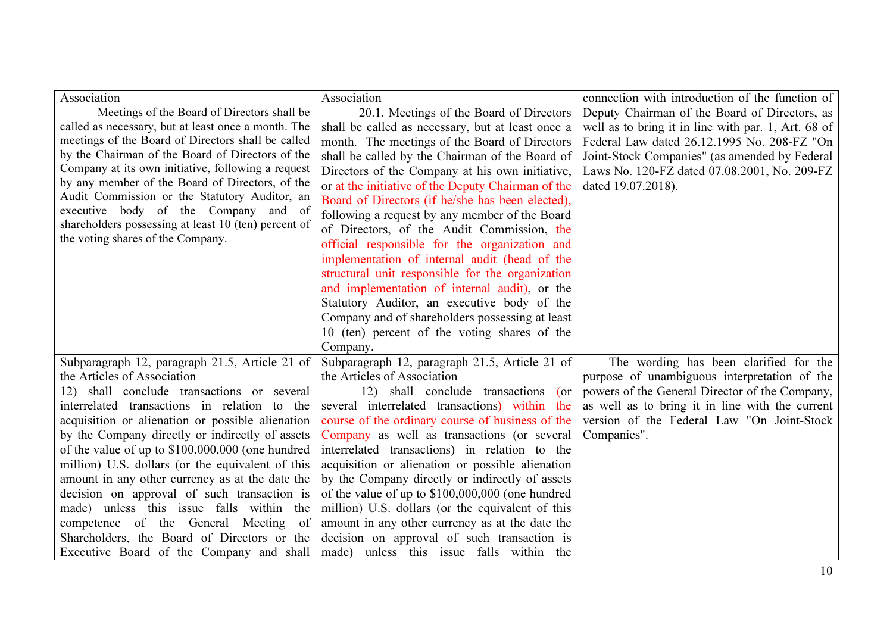| | | |
|---|---|---|
| Association<br>Meetings of the Board of Directors shall be called as necessary, but at least once a month. The meetings of the Board of Directors shall be called by the Chairman of the Board of Directors of the Company at its own initiative, following a request by any member of the Board of Directors, of the Audit Commission or the Statutory Auditor, an executive body of the Company and of shareholders possessing at least 10 (ten) percent of the voting shares of the Company. | Association<br>20.1. Meetings of the Board of Directors shall be called as necessary, but at least once a month. The meetings of the Board of Directors shall be called by the Chairman of the Board of Directors of the Company at his own initiative, or at the initiative of the Deputy Chairman of the Board of Directors (if he/she has been elected), following a request by any member of the Board of Directors, of the Audit Commission, the official responsible for the organization and implementation of internal audit (head of the structural unit responsible for the organization and implementation of internal audit), or the Statutory Auditor, an executive body of the Company and of shareholders possessing at least 10 (ten) percent of the voting shares of the Company. | connection with introduction of the function of Deputy Chairman of the Board of Directors, as well as to bring it in line with par. 1, Art. 68 of Federal Law dated 26.12.1995 No. 208-FZ "On Joint-Stock Companies" (as amended by Federal Laws No. 120-FZ dated 07.08.2001, No. 209-FZ dated 19.07.2018). |
| Subparagraph 12, paragraph 21.5, Article 21 of the Articles of Association<br>12) shall conclude transactions or several interrelated transactions in relation to the acquisition or alienation or possible alienation by the Company directly or indirectly of assets of the value of up to $100,000,000 (one hundred million) U.S. dollars (or the equivalent of this amount in any other currency as at the date the decision on approval of such transaction is made) unless this issue falls within the competence of the General Meeting of Shareholders, the Board of Directors or the Executive Board of the Company and shall | Subparagraph 12, paragraph 21.5, Article 21 of the Articles of Association<br>12) shall conclude transactions (or several interrelated transactions) within the course of the ordinary course of business of the Company as well as transactions (or several interrelated transactions) in relation to the acquisition or alienation or possible alienation by the Company directly or indirectly of assets of the value of up to $100,000,000 (one hundred million) U.S. dollars (or the equivalent of this amount in any other currency as at the date the decision on approval of such transaction is made) unless this issue falls within the | The wording has been clarified for the purpose of unambiguous interpretation of the powers of the General Director of the Company, as well as to bring it in line with the current version of the Federal Law "On Joint-Stock Companies". |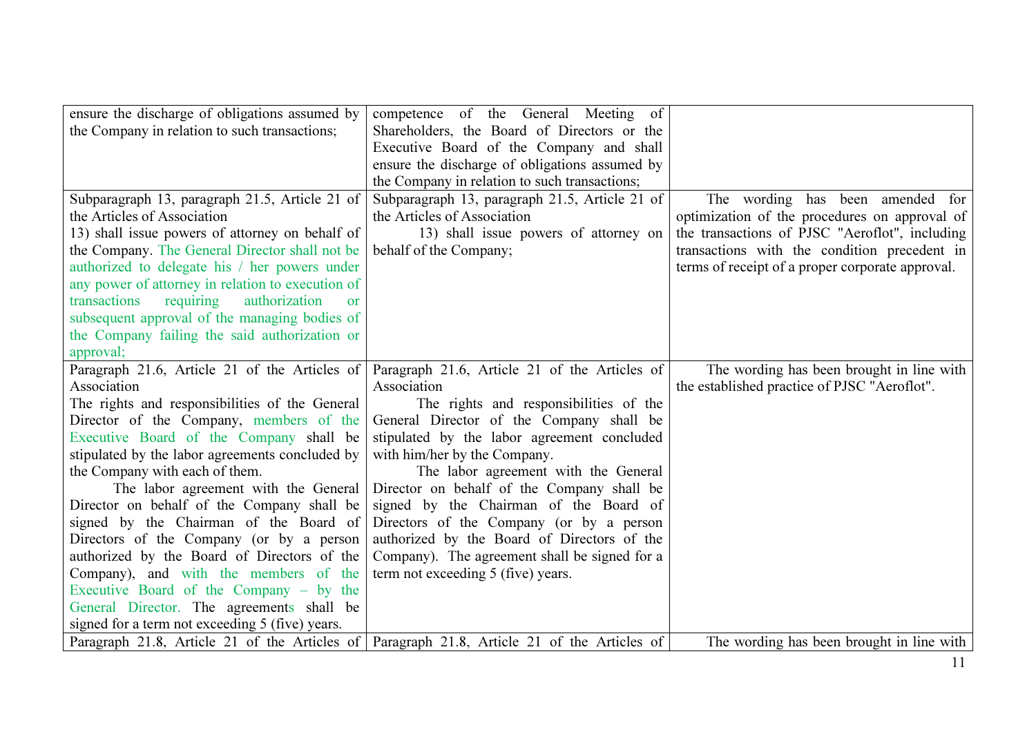| | | |
|---|---|---|
| ensure the discharge of obligations assumed by the Company in relation to such transactions; | competence of the General Meeting of Shareholders, the Board of Directors or the Executive Board of the Company and shall ensure the discharge of obligations assumed by the Company in relation to such transactions; | |
| Subparagraph 13, paragraph 21.5, Article 21 of the Articles of Association<br>13) shall issue powers of attorney on behalf of the Company. The General Director shall not be authorized to delegate his / her powers under any power of attorney in relation to execution of transactions requiring authorization or subsequent approval of the managing bodies of the Company failing the said authorization or approval; | Subparagraph 13, paragraph 21.5, Article 21 of the Articles of Association<br>13) shall issue powers of attorney on behalf of the Company; | The wording has been amended for optimization of the procedures on approval of the transactions of PJSC "Aeroflot", including transactions with the condition precedent in terms of receipt of a proper corporate approval. |
| Paragraph 21.6, Article 21 of the Articles of Association<br>The rights and responsibilities of the General Director of the Company, members of the Executive Board of the Company shall be stipulated by the labor agreements concluded by the Company with each of them.<br>The labor agreement with the General Director on behalf of the Company shall be signed by the Chairman of the Board of Directors of the Company (or by a person authorized by the Board of Directors of the Company), and with the members of the Executive Board of the Company – by the General Director. The agreements shall be signed for a term not exceeding 5 (five) years. | Paragraph 21.6, Article 21 of the Articles of Association<br>The rights and responsibilities of the General Director of the Company shall be stipulated by the labor agreement concluded with him/her by the Company.<br>The labor agreement with the General Director on behalf of the Company shall be signed by the Chairman of the Board of Directors of the Company (or by a person authorized by the Board of Directors of the Company). The agreement shall be signed for a term not exceeding 5 (five) years. | The wording has been brought in line with the established practice of PJSC "Aeroflot". |
| Paragraph 21.8, Article 21 of the Articles of | Paragraph 21.8, Article 21 of the Articles of | The wording has been brought in line with |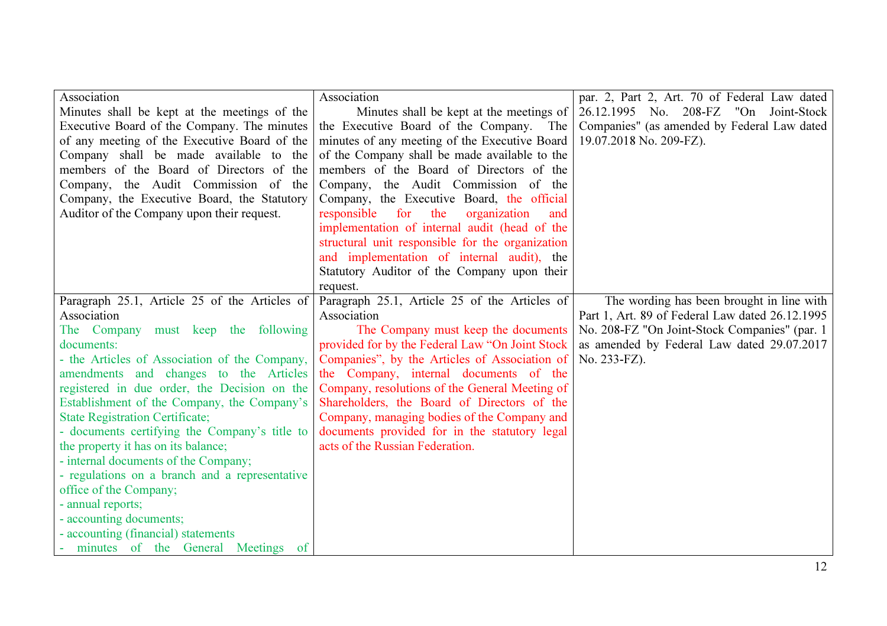| | | |
|---|---|---|
| Association<br>Minutes shall be kept at the meetings of the Executive Board of the Company. The minutes of any meeting of the Executive Board of the Company shall be made available to the members of the Board of Directors of the Company, the Audit Commission of the Company, the Executive Board, the Statutory Auditor of the Company upon their request. | Association<br>Minutes shall be kept at the meetings of the Executive Board of the Company. The minutes of any meeting of the Executive Board of the Company shall be made available to the members of the Board of Directors of the Company, the Audit Commission of the Company, the Executive Board, the official responsible for the organization and implementation of internal audit (head of the structural unit responsible for the organization and implementation of internal audit), the Statutory Auditor of the Company upon their request. | par. 2, Part 2, Art. 70 of Federal Law dated 26.12.1995 No. 208-FZ "On Joint-Stock Companies" (as amended by Federal Law dated 19.07.2018 No. 209-FZ). |
| Paragraph 25.1, Article 25 of the Articles of Association<br>The Company must keep the following documents:<br>- the Articles of Association of the Company, amendments and changes to the Articles registered in due order, the Decision on the Establishment of the Company, the Company's State Registration Certificate;<br>- documents certifying the Company's title to the property it has on its balance;<br>- internal documents of the Company;<br>- regulations on a branch and a representative office of the Company;<br>- annual reports;<br>- accounting documents;<br>- accounting (financial) statements<br>- minutes of the General Meetings of | Paragraph 25.1, Article 25 of the Articles of Association<br>The Company must keep the documents provided for by the Federal Law "On Joint Stock Companies", by the Articles of Association of the Company, internal documents of the Company, resolutions of the General Meeting of Shareholders, the Board of Directors of the Company, managing bodies of the Company and documents provided for in the statutory legal acts of the Russian Federation. | The wording has been brought in line with Part 1, Art. 89 of Federal Law dated 26.12.1995 No. 208-FZ "On Joint-Stock Companies" (par. 1 as amended by Federal Law dated 29.07.2017 No. 233-FZ). |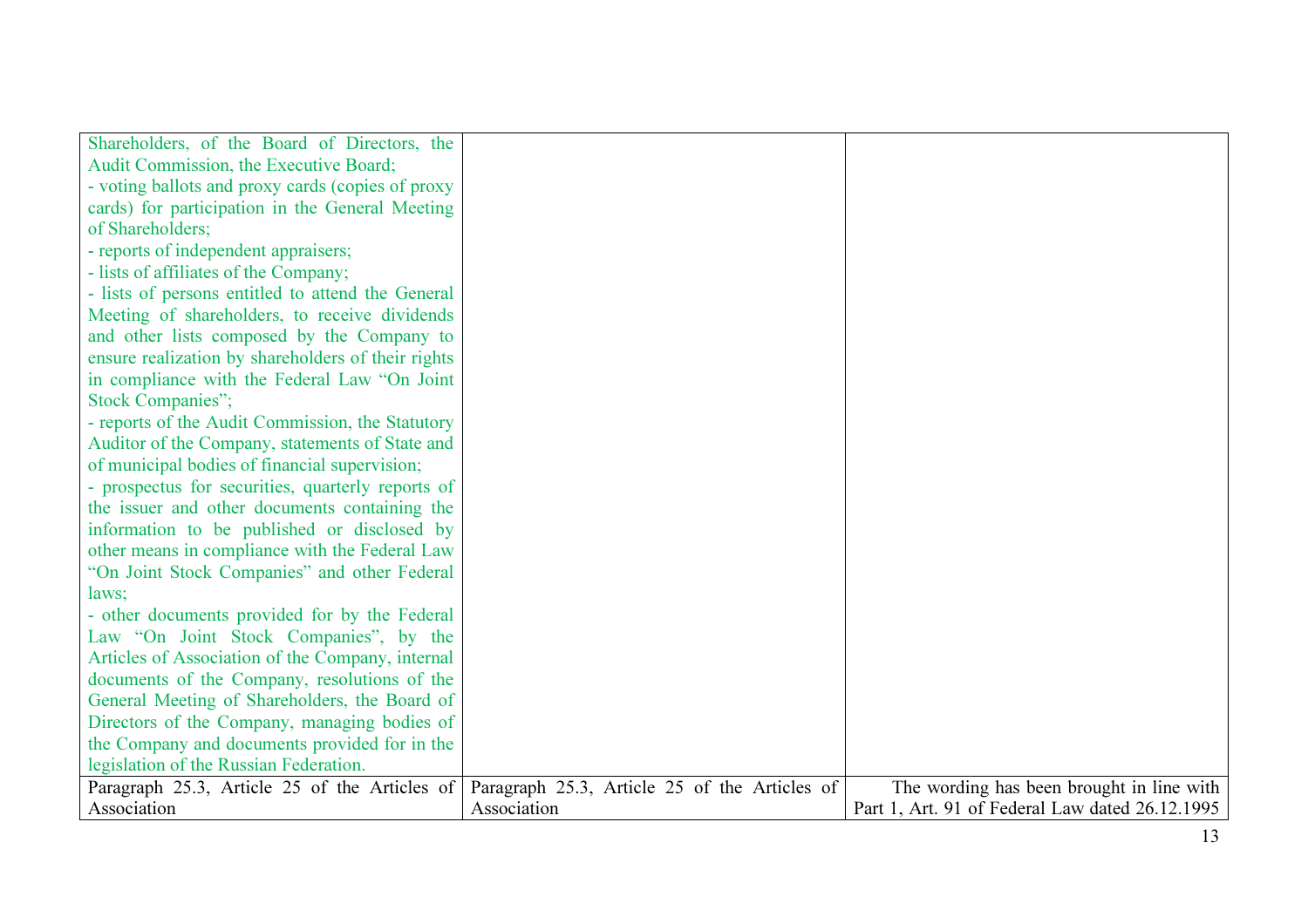| | | |
|---|---|---|
| Shareholders, of the Board of Directors, the Audit Commission, the Executive Board;<br>- voting ballots and proxy cards (copies of proxy cards) for participation in the General Meeting of Shareholders;<br>- reports of independent appraisers;<br>- lists of affiliates of the Company;<br>- lists of persons entitled to attend the General Meeting of shareholders, to receive dividends and other lists composed by the Company to ensure realization by shareholders of their rights in compliance with the Federal Law "On Joint Stock Companies";<br>- reports of the Audit Commission, the Statutory Auditor of the Company, statements of State and of municipal bodies of financial supervision;<br>- prospectus for securities, quarterly reports of the issuer and other documents containing the information to be published or disclosed by other means in compliance with the Federal Law "On Joint Stock Companies" and other Federal laws;<br>- other documents provided for by the Federal Law "On Joint Stock Companies", by the Articles of Association of the Company, internal documents of the Company, resolutions of the General Meeting of Shareholders, the Board of Directors of the Company, managing bodies of the Company and documents provided for in the legislation of the Russian Federation. | | |
| Paragraph 25.3, Article 25 of the Articles of Association | Paragraph 25.3, Article 25 of the Articles of Association | The wording has been brought in line with Part 1, Art. 91 of Federal Law dated 26.12.1995 |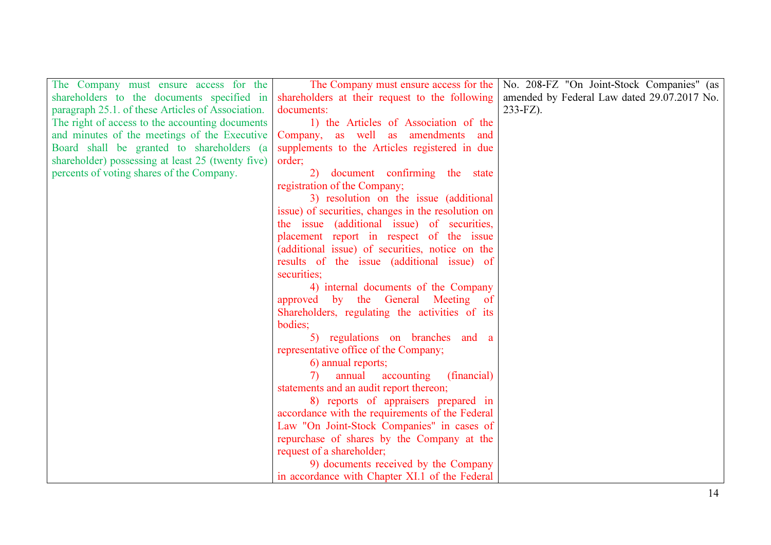| | | |
|---|---|---|
| The Company must ensure access for the shareholders to the documents specified in paragraph 25.1. of these Articles of Association.<br>The right of access to the accounting documents and minutes of the meetings of the Executive Board shall be granted to shareholders (a shareholder) possessing at least 25 (twenty five) percents of voting shares of the Company. | The Company must ensure access for the shareholders at their request to the following documents:<br>1) the Articles of Association of the Company, as well as amendments and supplements to the Articles registered in due order;<br>2) document confirming the state registration of the Company;<br>3) resolution on the issue (additional issue) of securities, changes in the resolution on the issue (additional issue) of securities, placement report in respect of the issue (additional issue) of securities, notice on the results of the issue (additional issue) of securities;<br>4) internal documents of the Company approved by the General Meeting of Shareholders, regulating the activities of its bodies;<br>5) regulations on branches and a representative office of the Company;<br>6) annual reports;<br>7) annual accounting (financial) statements and an audit report thereon;<br>8) reports of appraisers prepared in accordance with the requirements of the Federal Law "On Joint-Stock Companies" in cases of repurchase of shares by the Company at the request of a shareholder;<br>9) documents received by the Company in accordance with Chapter XI.1 of the Federal | No. 208-FZ "On Joint-Stock Companies" (as amended by Federal Law dated 29.07.2017 No. 233-FZ). |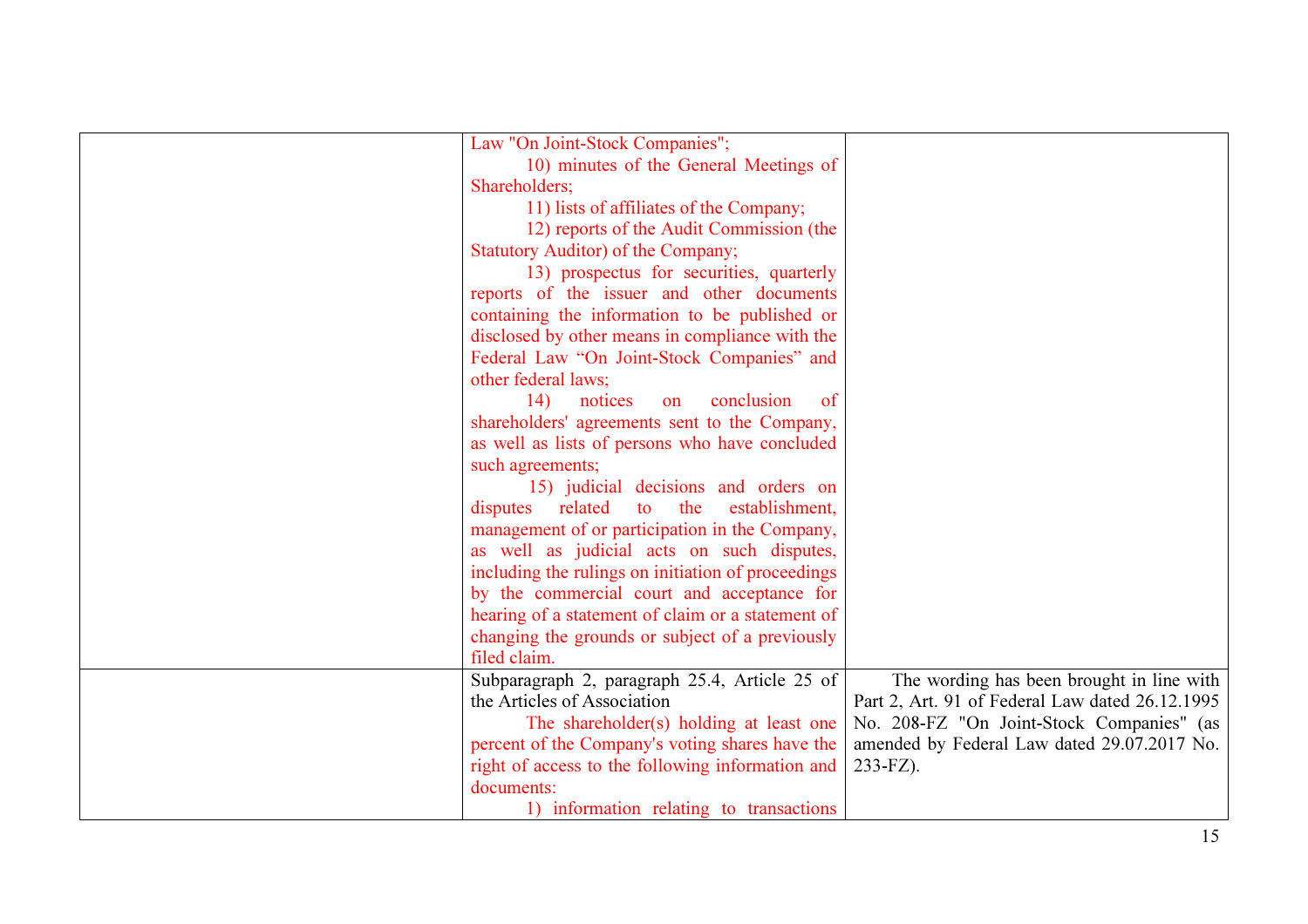|  |  |  |
|---|---|---|
|  | Law "On Joint-Stock Companies";<br>10) minutes of the General Meetings of Shareholders;<br>11) lists of affiliates of the Company;<br>12) reports of the Audit Commission (the Statutory Auditor) of the Company;<br>13) prospectus for securities, quarterly reports of the issuer and other documents containing the information to be published or disclosed by other means in compliance with the Federal Law "On Joint-Stock Companies" and other federal laws;<br>14) notices on conclusion of shareholders' agreements sent to the Company, as well as lists of persons who have concluded such agreements;<br>15) judicial decisions and orders on disputes related to the establishment, management of or participation in the Company, as well as judicial acts on such disputes, including the rulings on initiation of proceedings by the commercial court and acceptance for hearing of a statement of claim or a statement of changing the grounds or subject of a previously filed claim. |  |
|  | Subparagraph 2, paragraph 25.4, Article 25 of the Articles of Association<br>The shareholder(s) holding at least one percent of the Company's voting shares have the right of access to the following information and documents:<br>1) information relating to transactions | The wording has been brought in line with Part 2, Art. 91 of Federal Law dated 26.12.1995 No. 208-FZ "On Joint-Stock Companies" (as amended by Federal Law dated 29.07.2017 No. 233-FZ). |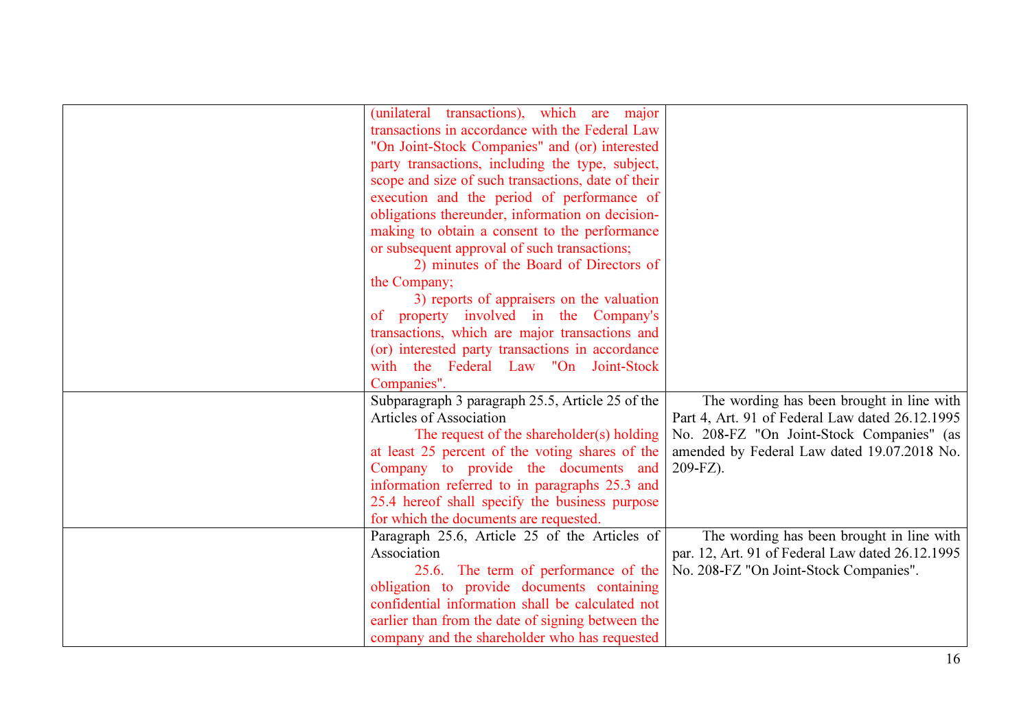| | | |
|---|---|---|
| | (unilateral transactions), which are major transactions in accordance with the Federal Law "On Joint-Stock Companies" and (or) interested party transactions, including the type, subject, scope and size of such transactions, date of their execution and the period of performance of obligations thereunder, information on decision-making to obtain a consent to the performance or subsequent approval of such transactions;<br>2) minutes of the Board of Directors of the Company;<br>3) reports of appraisers on the valuation of property involved in the Company's transactions, which are major transactions and (or) interested party transactions in accordance with the Federal Law "On Joint-Stock Companies". | |
| | Subparagraph 3 paragraph 25.5, Article 25 of the Articles of Association<br>The request of the shareholder(s) holding at least 25 percent of the voting shares of the Company to provide the documents and information referred to in paragraphs 25.3 and 25.4 hereof shall specify the business purpose for which the documents are requested. | The wording has been brought in line with Part 4, Art. 91 of Federal Law dated 26.12.1995 No. 208-FZ "On Joint-Stock Companies" (as amended by Federal Law dated 19.07.2018 No. 209-FZ). |
| | Paragraph 25.6, Article 25 of the Articles of Association<br>25.6. The term of performance of the obligation to provide documents containing confidential information shall be calculated not earlier than from the date of signing between the company and the shareholder who has requested | The wording has been brought in line with par. 12, Art. 91 of Federal Law dated 26.12.1995 No. 208-FZ "On Joint-Stock Companies". |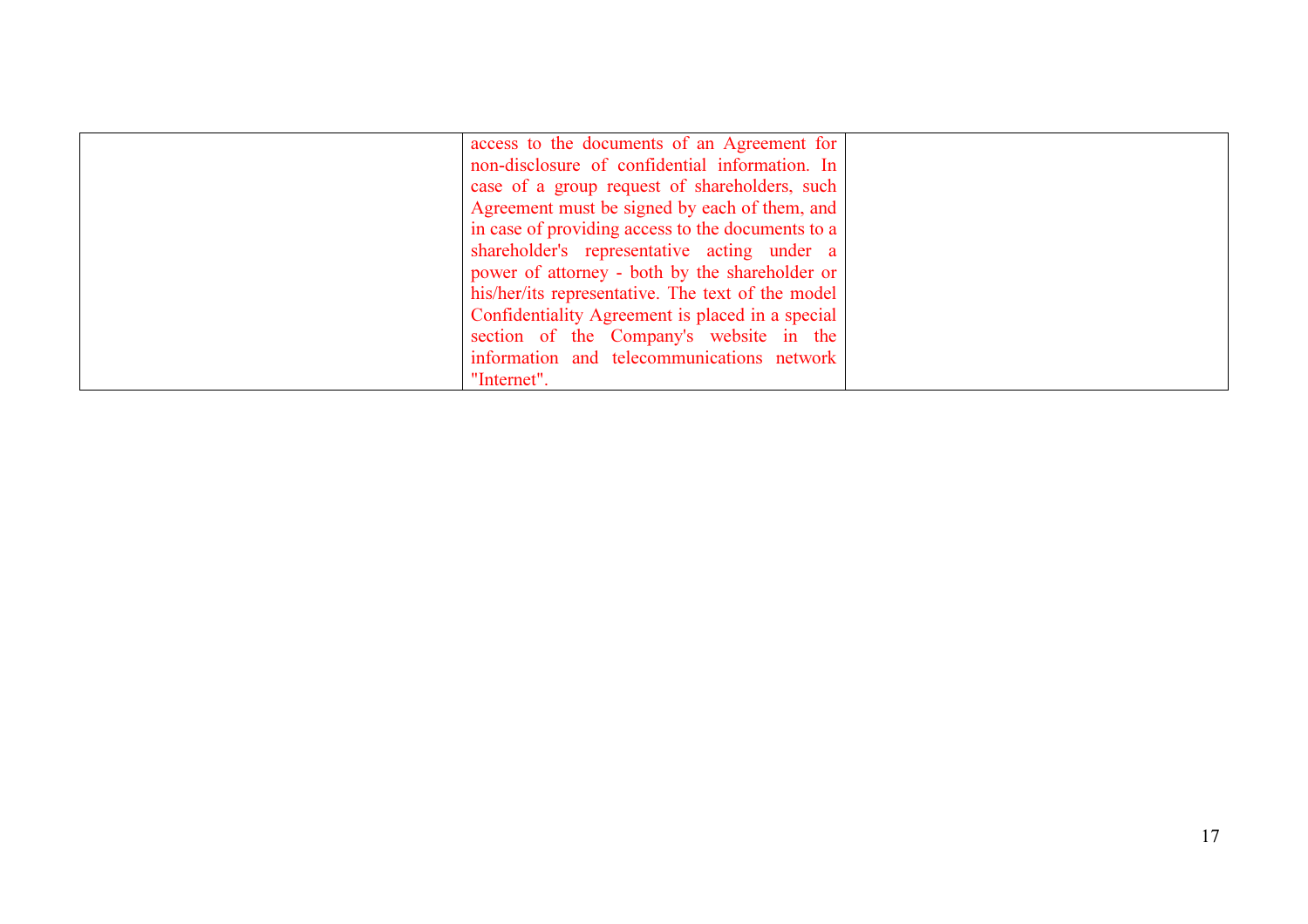| | | |
|---|---|---|
| | access to the documents of an Agreement for non-disclosure of confidential information. In case of a group request of shareholders, such Agreement must be signed by each of them, and in case of providing access to the documents to a shareholder's representative acting under a power of attorney - both by the shareholder or his/her/its representative. The text of the model Confidentiality Agreement is placed in a special section of the Company's website in the information and telecommunications network "Internet". | |